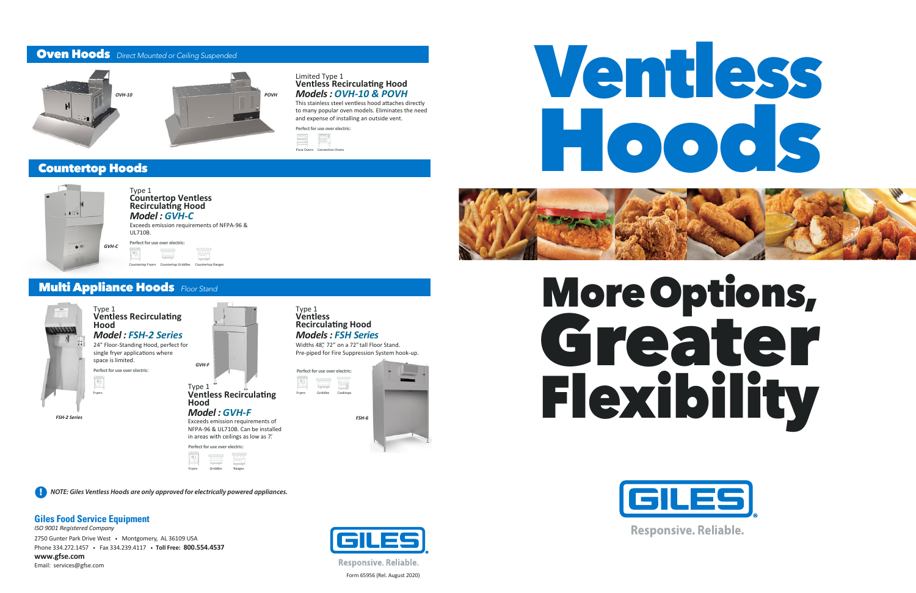## Oven Hoods *Direct Mounted or Ceiling Suspended*

*OVH-10*

*POVH*

Limited Type 1
**Ventless Recirculating Hood**
***Models : OVH-10 & POVH***

This stainless steel ventless hood attaches directly to many popular oven models. Eliminates the need and expense of installing an outside vent.

**Perfect for use over electric:**

Pizza Ovens Convection Ovens

## Countertop Hoods

*GVH-C*

Type 1
**Countertop Ventless Recirculating Hood**
***Model : GVH-C***

Exceeds emission requirements of NFPA-96 & UL710B.

**Perfect for use over electric:**

Countertop Fryers Countertop Griddles Countertop Ranges

## Multi Appliance Hoods *Floor Stand*

*FSH-2 Series*

Type 1
**Ventless Recirculating Hood**
***Model : FSH-2 Series***

24" Floor-Standing Hood, perfect for single fryer applications where space is limited.

**Perfect for use over electric:**

Fryers

*GVH-F*

Type 1
**Ventless Recirculating Hood**
***Model : GVH-F***

Exceeds emission requirements of NFPA-96 & UL710B. Can be installed in areas with ceilings as low as 7'.

**Perfect for use over electric:**

Fryers Griddles Ranges

Type 1
**Ventless Recirculating Hood**
***Models : FSH Series***

Widths 48", 72" on a 72" tall Floor Stand.
Pre-piped for Fire Suppression System hook-up.

**Perfect for use over electric:**

Fryers Griddles Cooktops

*FSH-6*

***NOTE: Giles Ventless Hoods are only approved for electrically powered appliances.***

**Giles Food Service Equipment**
*ISO 9001 Registered Company*
2750 Gunter Park Drive West • Montgomery, AL 36109 USA
Phone 334.272.1457 • Fax 334.239.4117 • **Toll Free: 800.554.4537**
**www.gfse.com**
Email: services@gfse.com

GILES
Responsive. Reliable.

Form 65956 (Rel. August 2020)

# Ventless Hoods

# More Options, Greater Flexibility

GILES
Responsive. Reliable.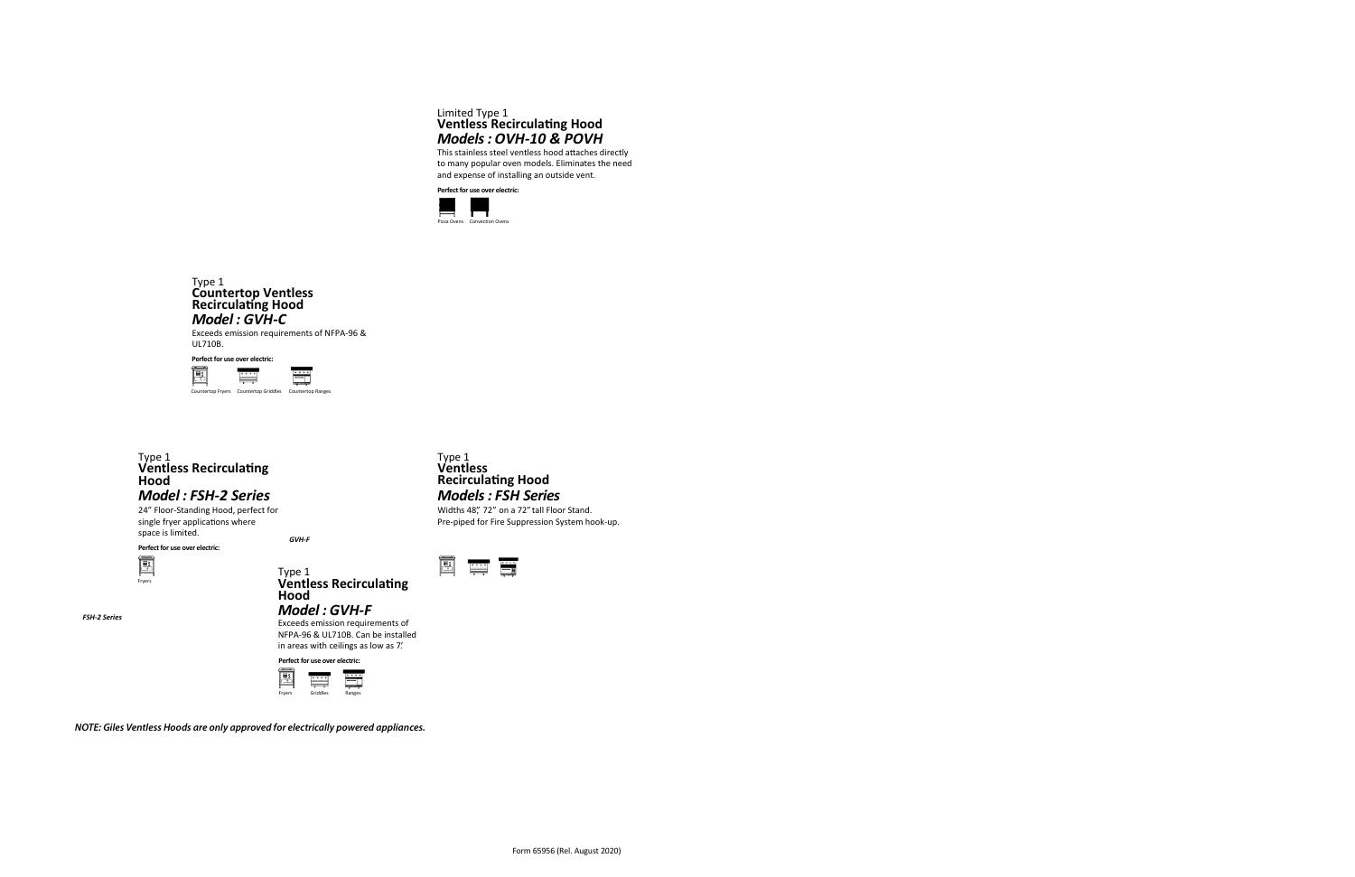Limited Type 1
### Ventless Recirculating Hood
### *Models : OVH-10 & POVH*

This stainless steel ventless hood attaches directly to many popular oven models. Eliminates the need and expense of installing an outside vent.

**Perfect for use over electric:**

Pizza Ovens Convection Ovens

Type 1
### Countertop Ventless Recirculating Hood
### *Model : GVH-C*

Exceeds emission requirements of NFPA-96 & UL710B.

**Perfect for use over electric:**

Countertop Fryers Countertop Griddles Countertop Ranges

Type 1
### Ventless Recirculating Hood
### *Model : FSH-2 Series*

24" Floor-Standing Hood, perfect for single fryer applications where space is limited.

**Perfect for use over electric:**

Fryers

***FSH-2 Series***

Type 1
### Ventless Recirculating Hood
### *Models : FSH Series*

Widths 48", 72" on a 72" tall Floor Stand.
Pre-piped for Fire Suppression System hook-up.

***GVH-F***

Type 1
### Ventless Recirculating Hood
### *Model : GVH-F*

Exceeds emission requirements of NFPA-96 & UL710B. Can be installed in areas with ceilings as low as 7'.

**Perfect for use over electric:**

Fryers Griddles Ranges

***NOTE: Giles Ventless Hoods are only approved for electrically powered appliances.***

Form 65956 (Rel. August 2020)